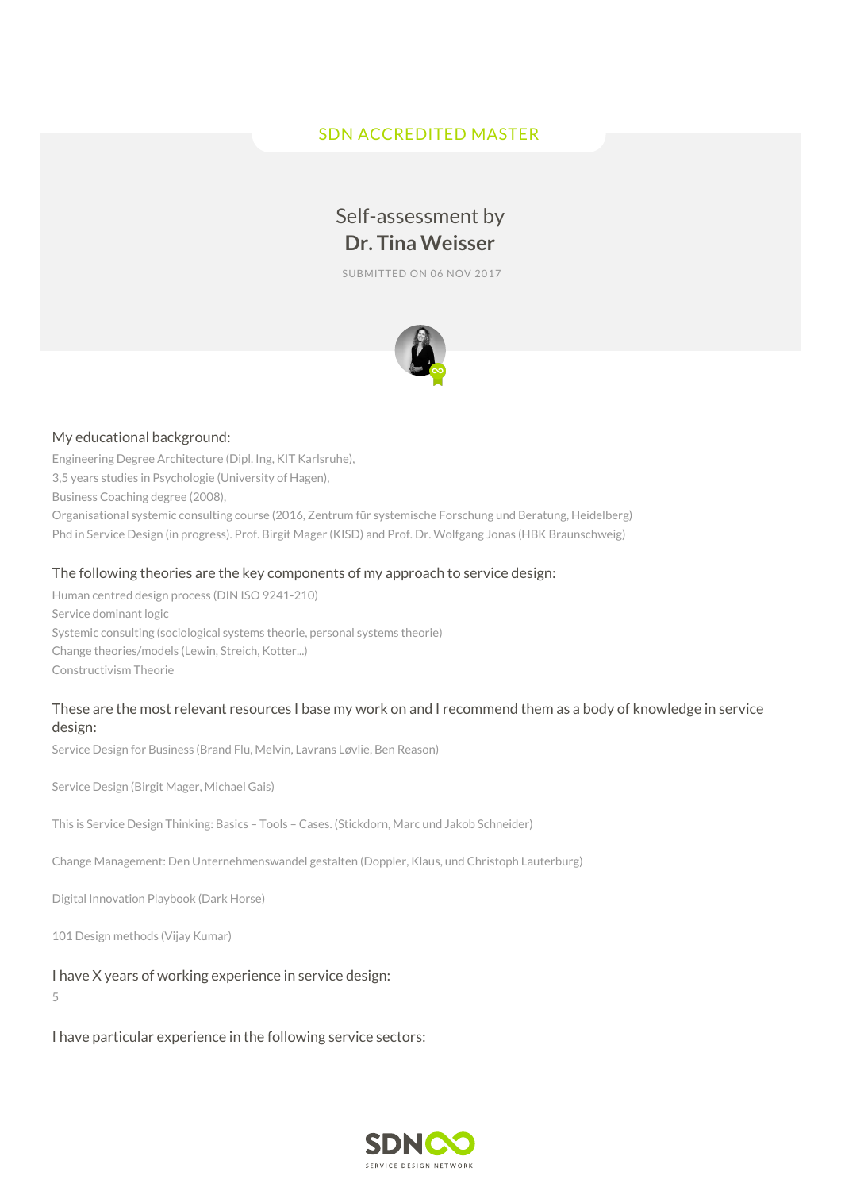SDN ACCREDITED MASTER

# Self-assessment by **Dr. Tina Weisser**

SUBMITTED ON 06 NOV 2017

## My educational background:

Engineering Degree Architecture (Dipl. Ing, KIT Karlsruhe),
3,5 years studies in Psychologie (University of Hagen),
Business Coaching degree (2008),
Organisational systemic consulting course (2016, Zentrum für systemische Forschung und Beratung, Heidelberg)
Phd in Service Design (in progress). Prof. Birgit Mager (KISD) and Prof. Dr. Wolfgang Jonas (HBK Braunschweig)

## The following theories are the key components of my approach to service design:

Human centred design process (DIN ISO 9241-210)
Service dominant logic
Systemic consulting (sociological systems theorie, personal systems theorie)
Change theories/models (Lewin, Streich, Kotter...)
Constructivism Theorie

## These are the most relevant resources I base my work on and I recommend them as a body of knowledge in service design:

Service Design for Business (Brand Flu, Melvin, Lavrans Løvlie, Ben Reason)

Service Design (Birgit Mager, Michael Gais)

This is Service Design Thinking: Basics – Tools – Cases. (Stickdorn, Marc und Jakob Schneider)

Change Management: Den Unternehmenswandel gestalten (Doppler, Klaus, und Christoph Lauterburg)

Digital Innovation Playbook (Dark Horse)

101 Design methods (Vijay Kumar)

## I have X years of working experience in service design:

5

## I have particular experience in the following service sectors: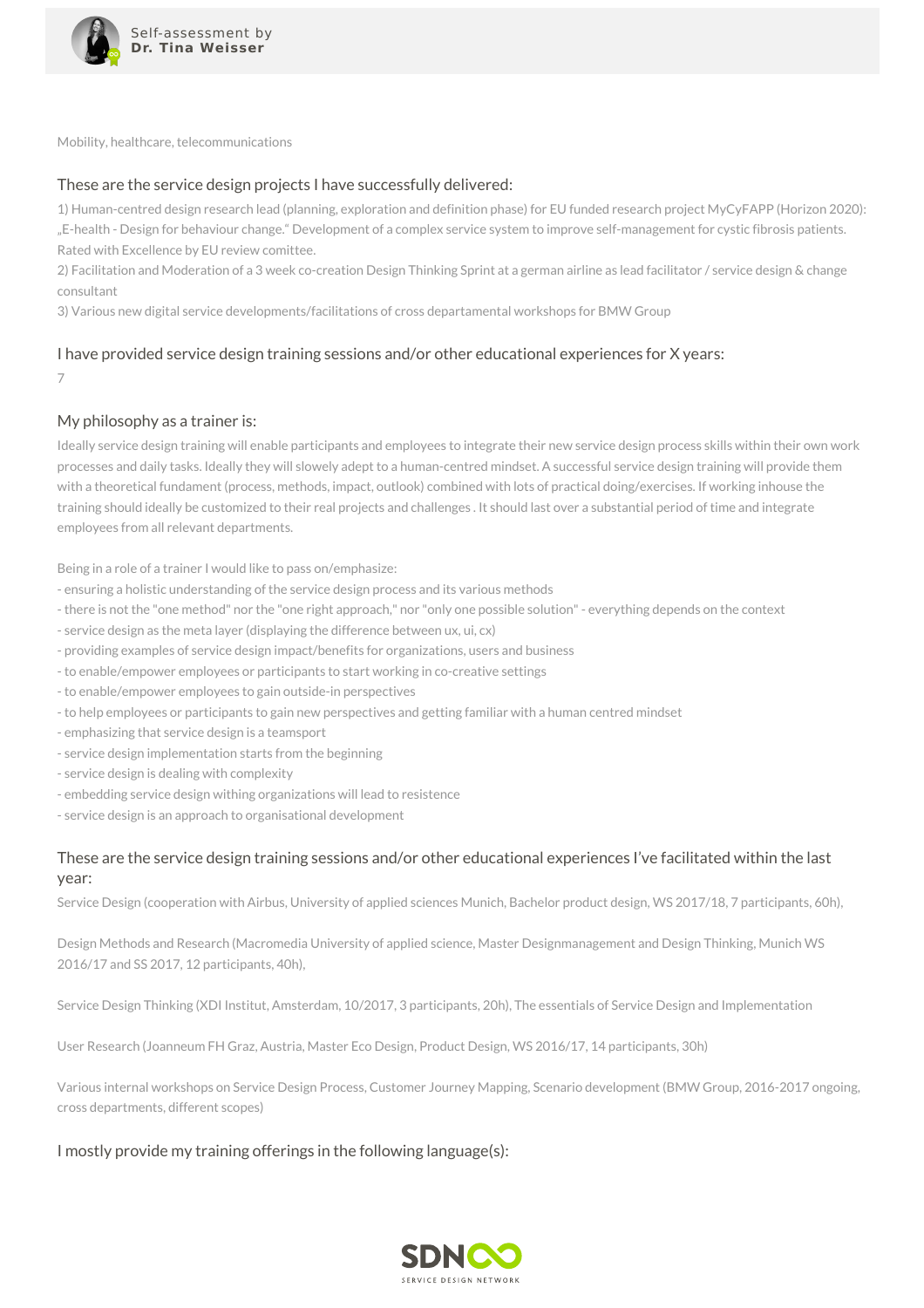Mobility, healthcare, telecommunications

## These are the service design projects I have successfully delivered:

1) Human-centred design research lead (planning, exploration and definition phase) for EU funded research project MyCyFAPP (Horizon 2020): „E-health - Design for behaviour change.“ Development of a complex service system to improve self-management for cystic fibrosis patients. Rated with Excellence by EU review comittee.
2) Facilitation and Moderation of a 3 week co-creation Design Thinking Sprint at a german airline as lead facilitator / service design & change consultant
3) Various new digital service developments/facilitations of cross departamental workshops for BMW Group

## I have provided service design training sessions and/or other educational experiences for X years:

7

## My philosophy as a trainer is:

Ideally service design training will enable participants and employees to integrate their new service design process skills within their own work processes and daily tasks. Ideally they will slowely adept to a human-centred mindset. A successful service design training will provide them with a theoretical fundament (process, methods, impact, outlook) combined with lots of practical doing/exercises. If working inhouse the training should ideally be customized to their real projects and challenges . It should last over a substantial period of time and integrate employees from all relevant departments.

Being in a role of a trainer I would like to pass on/emphasize:
- ensuring a holistic understanding of the service design process and its various methods
- there is not the "one method" nor the "one right approach," nor "only one possible solution" - everything depends on the context
- service design as the meta layer (displaying the difference between ux, ui, cx)
- providing examples of service design impact/benefits for organizations, users and business
- to enable/empower employees or participants to start working in co-creative settings
- to enable/empower employees to gain outside-in perspectives
- to help employees or participants to gain new perspectives and getting familiar with a human centred mindset
- emphasizing that service design is a teamsport
- service design implementation starts from the beginning
- service design is dealing with complexity
- embedding service design withing organizations will lead to resistence
- service design is an approach to organisational development

## These are the service design training sessions and/or other educational experiences I've facilitated within the last year:

Service Design (cooperation with Airbus, University of applied sciences Munich, Bachelor product design, WS 2017/18, 7 participants, 60h),

Design Methods and Research (Macromedia University of applied science, Master Designmanagement and Design Thinking, Munich WS 2016/17 and SS 2017, 12 participants, 40h),

Service Design Thinking (XDI Institut, Amsterdam, 10/2017, 3 participants, 20h), The essentials of Service Design and Implementation

User Research (Joanneum FH Graz, Austria, Master Eco Design, Product Design, WS 2016/17, 14 participants, 30h)

Various internal workshops on Service Design Process, Customer Journey Mapping, Scenario development (BMW Group, 2016-2017 ongoing, cross departments, different scopes)

## I mostly provide my training offerings in the following language(s):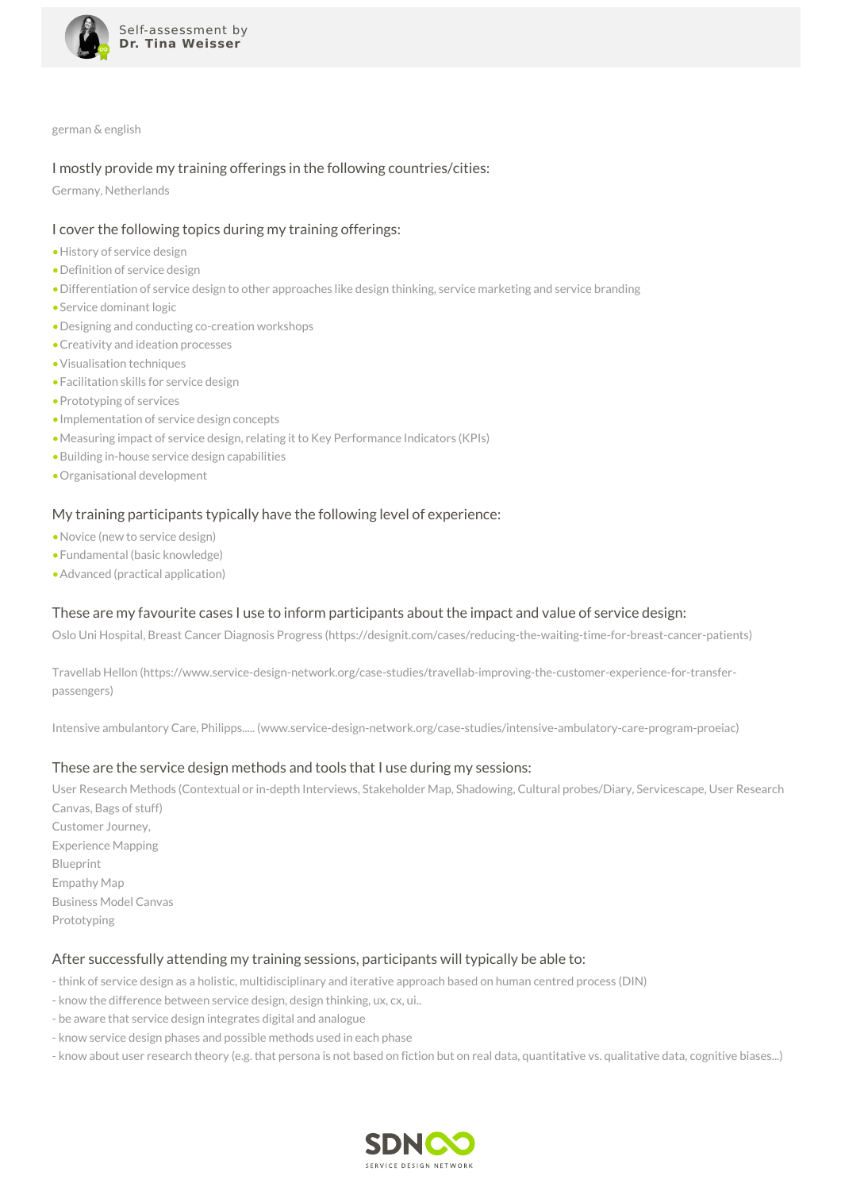german & english

## I mostly provide my training offerings in the following countries/cities:

Germany, Netherlands

## I cover the following topics during my training offerings:

- History of service design
- Definition of service design
- Differentiation of service design to other approaches like design thinking, service marketing and service branding
- Service dominant logic
- Designing and conducting co-creation workshops
- Creativity and ideation processes
- Visualisation techniques
- Facilitation skills for service design
- Prototyping of services
- Implementation of service design concepts
- Measuring impact of service design, relating it to Key Performance Indicators (KPIs)
- Building in-house service design capabilities
- Organisational development

## My training participants typically have the following level of experience:

- Novice (new to service design)
- Fundamental (basic knowledge)
- Advanced (practical application)

## These are my favourite cases I use to inform participants about the impact and value of service design:

Oslo Uni Hospital, Breast Cancer Diagnosis Progress (https://designit.com/cases/reducing-the-waiting-time-for-breast-cancer-patients)

Travellab Hellon (https://www.service-design-network.org/case-studies/travellab-improving-the-customer-experience-for-transfer-passengers)

Intensive ambulantory Care, Philipps..... (www.service-design-network.org/case-studies/intensive-ambulatory-care-program-proeiac)

## These are the service design methods and tools that I use during my sessions:

User Research Methods (Contextual or in-depth Interviews, Stakeholder Map, Shadowing, Cultural probes/Diary, Servicescape, User Research Canvas, Bags of stuff)
Customer Journey,
Experience Mapping
Blueprint
Empathy Map
Business Model Canvas
Prototyping

## After successfully attending my training sessions, participants will typically be able to:

- think of service design as a holistic, multidisciplinary and iterative approach based on human centred process (DIN)
- know the difference between service design, design thinking, ux, cx, ui..
- be aware that service design integrates digital and analogue
- know service design phases and possible methods used in each phase
- know about user research theory (e.g. that persona is not based on fiction but on real data, quantitative vs. qualitative data, cognitive biases...)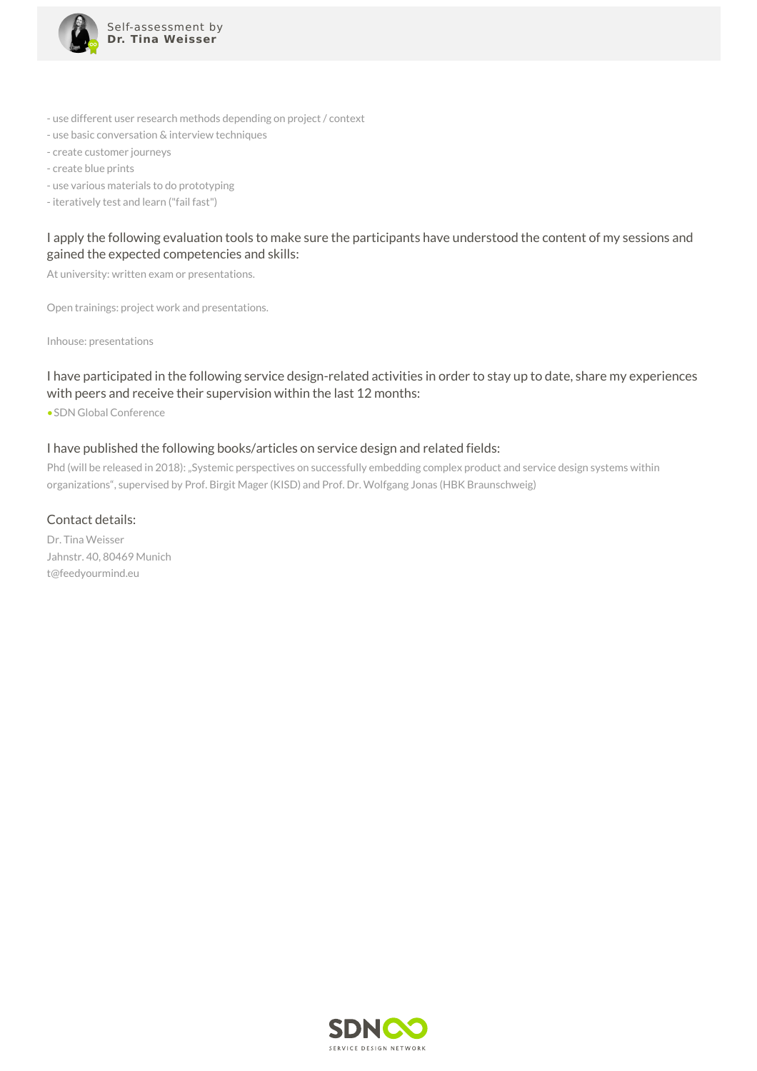- use different user research methods depending on project / context
- use basic conversation & interview techniques
- create customer journeys
- create blue prints
- use various materials to do prototyping
- iteratively test and learn ("fail fast")

### I apply the following evaluation tools to make sure the participants have understood the content of my sessions and gained the expected competencies and skills:

At university: written exam or presentations.

Open trainings: project work and presentations.

Inhouse: presentations

### I have participated in the following service design-related activities in order to stay up to date, share my experiences with peers and receive their supervision within the last 12 months:

- SDN Global Conference

### I have published the following books/articles on service design and related fields:

Phd (will be released in 2018): „Systemic perspectives on successfully embedding complex product and service design systems within organizations“, supervised by Prof. Birgit Mager (KISD) and Prof. Dr. Wolfgang Jonas (HBK Braunschweig)

### Contact details:

Dr. Tina Weisser
Jahnstr. 40, 80469 Munich
t@feedyourmind.eu